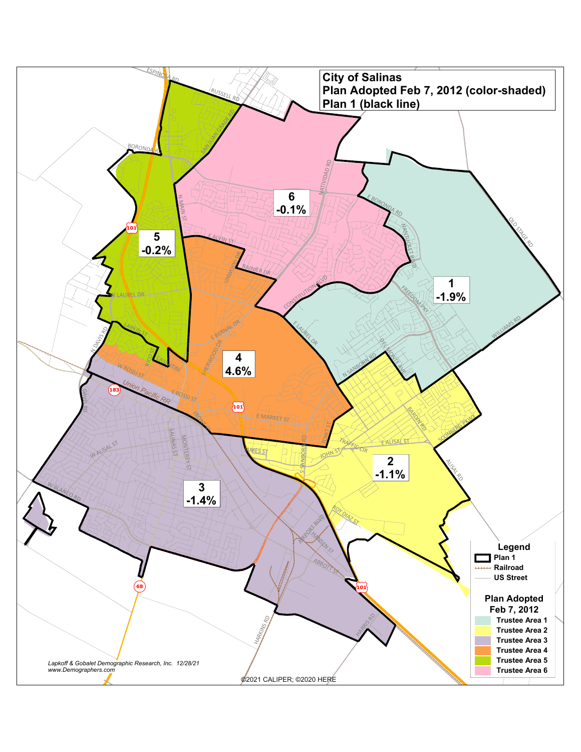# City of Salinas
## Plan Adopted Feb 7, 2012 (color-shaded)
## Plan 1 (black line)

| Area | Deviation |
| --- | --- |
| 1 | -1.9% |
| 2 | -1.1% |
| 3 | -1.4% |
| 4 | 4.6% |
| 5 | -0.2% |
| 6 | -0.1% |

**Legend**

- Plan 1
- Railroad
- US Street

**Plan Adopted Feb 7, 2012**

- Trustee Area 1
- Trustee Area 2
- Trustee Area 3
- Trustee Area 4
- Trustee Area 5
- Trustee Area 6

*Lapkoff & Gobalet Demographic Research, Inc. 12/28/21*
*www.Demographers.com*

©2021 CALIPER; ©2020 HERE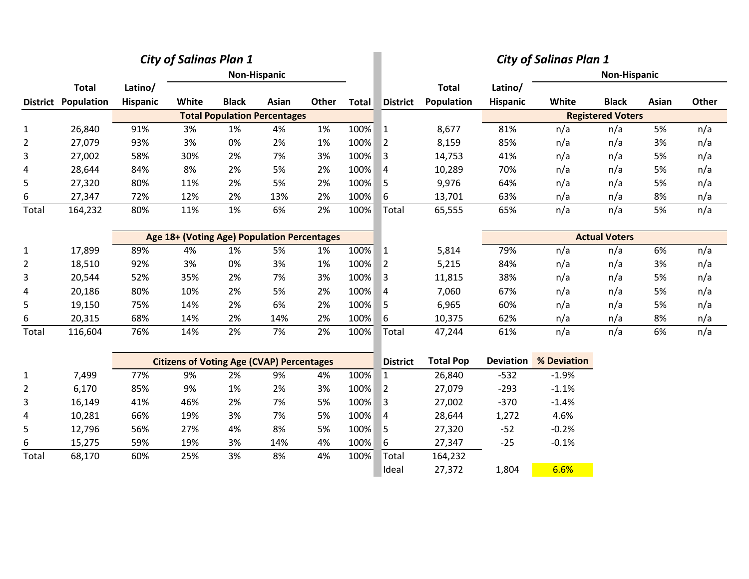## *City of Salinas Plan 1*

| District | Total Population | Latino/ Hispanic | Non-Hispanic White | Non-Hispanic Black | Non-Hispanic Asian | Non-Hispanic Other | Total |
|---|---|---|---|---|---|---|---|
| | | **Total Population Percentages** | | | | | |
| 1 | 26,840 | 91% | 3% | 1% | 4% | 1% | 100% |
| 2 | 27,079 | 93% | 3% | 0% | 2% | 1% | 100% |
| 3 | 27,002 | 58% | 30% | 2% | 7% | 3% | 100% |
| 4 | 28,644 | 84% | 8% | 2% | 5% | 2% | 100% |
| 5 | 27,320 | 80% | 11% | 2% | 5% | 2% | 100% |
| 6 | 27,347 | 72% | 12% | 2% | 13% | 2% | 100% |
| Total | 164,232 | 80% | 11% | 1% | 6% | 2% | 100% |
| | | **Age 18+ (Voting Age) Population Percentages** | | | | | |
| 1 | 17,899 | 89% | 4% | 1% | 5% | 1% | 100% |
| 2 | 18,510 | 92% | 3% | 0% | 3% | 1% | 100% |
| 3 | 20,544 | 52% | 35% | 2% | 7% | 3% | 100% |
| 4 | 20,186 | 80% | 10% | 2% | 5% | 2% | 100% |
| 5 | 19,150 | 75% | 14% | 2% | 6% | 2% | 100% |
| 6 | 20,315 | 68% | 14% | 2% | 14% | 2% | 100% |
| Total | 116,604 | 76% | 14% | 2% | 7% | 2% | 100% |
| | | **Citizens of Voting Age (CVAP) Percentages** | | | | | |
| 1 | 7,499 | 77% | 9% | 2% | 9% | 4% | 100% |
| 2 | 6,170 | 85% | 9% | 1% | 2% | 3% | 100% |
| 3 | 16,149 | 41% | 46% | 2% | 7% | 5% | 100% |
| 4 | 10,281 | 66% | 19% | 3% | 7% | 5% | 100% |
| 5 | 12,796 | 56% | 27% | 4% | 8% | 5% | 100% |
| 6 | 15,275 | 59% | 19% | 3% | 14% | 4% | 100% |
| Total | 68,170 | 60% | 25% | 3% | 8% | 4% | 100% |

## *City of Salinas Plan 1*

| District | Total Population | Latino/ Hispanic | Non-Hispanic White | Non-Hispanic Black | Non-Hispanic Asian | Non-Hispanic Other |
|---|---|---|---|---|---|---|
| | | **Registered Voters** | | | | |
| 1 | 8,677 | 81% | n/a | n/a | 5% | n/a |
| 2 | 8,159 | 85% | n/a | n/a | 3% | n/a |
| 3 | 14,753 | 41% | n/a | n/a | 5% | n/a |
| 4 | 10,289 | 70% | n/a | n/a | 5% | n/a |
| 5 | 9,976 | 64% | n/a | n/a | 5% | n/a |
| 6 | 13,701 | 63% | n/a | n/a | 8% | n/a |
| Total | 65,555 | 65% | n/a | n/a | 5% | n/a |
| | | **Actual Voters** | | | | |
| 1 | 5,814 | 79% | n/a | n/a | 6% | n/a |
| 2 | 5,215 | 84% | n/a | n/a | 3% | n/a |
| 3 | 11,815 | 38% | n/a | n/a | 5% | n/a |
| 4 | 7,060 | 67% | n/a | n/a | 5% | n/a |
| 5 | 6,965 | 60% | n/a | n/a | 5% | n/a |
| 6 | 10,375 | 62% | n/a | n/a | 8% | n/a |
| Total | 47,244 | 61% | n/a | n/a | 6% | n/a |

| District | Total Pop | Deviation | % Deviation |
|---|---|---|---|
| 1 | 26,840 | -532 | -1.9% |
| 2 | 27,079 | -293 | -1.1% |
| 3 | 27,002 | -370 | -1.4% |
| 4 | 28,644 | 1,272 | 4.6% |
| 5 | 27,320 | -52 | -0.2% |
| 6 | 27,347 | -25 | -0.1% |
| Total | 164,232 | | |
| Ideal | 27,372 | 1,804 | 6.6% |